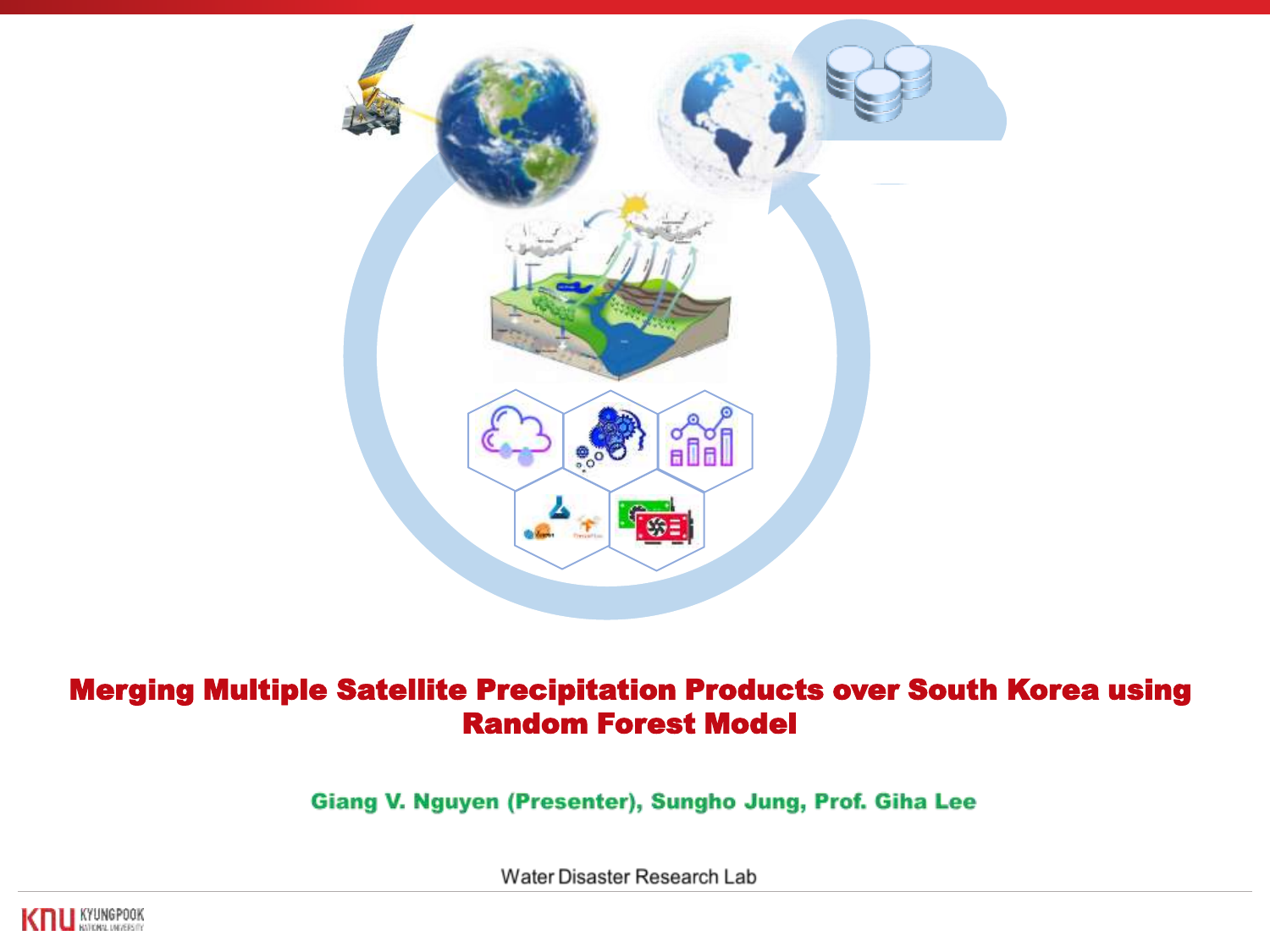# Merging Multiple Satellite Precipitation Products over South Korea using Random Forest Model

**Giang V. Nguyen (Presenter), Sungho Jung, Prof. Giha Lee**

Water Disaster Research Lab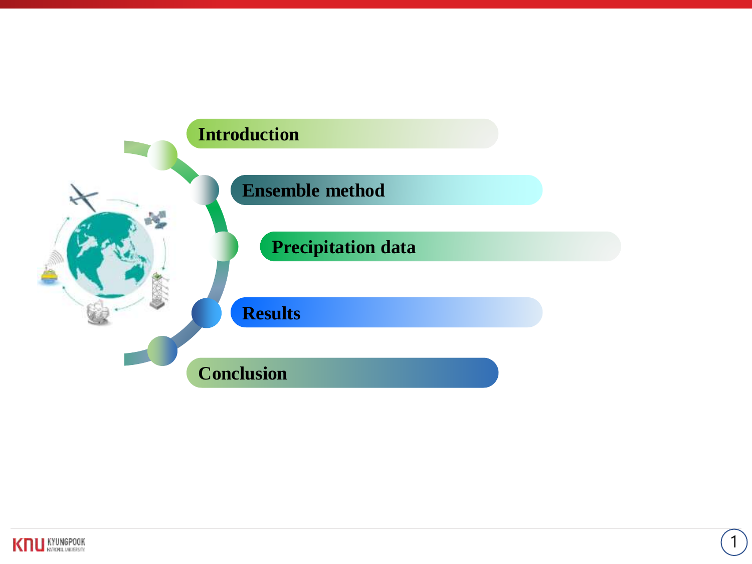- Introduction
- Ensemble method
- Precipitation data
- Results
- Conclusion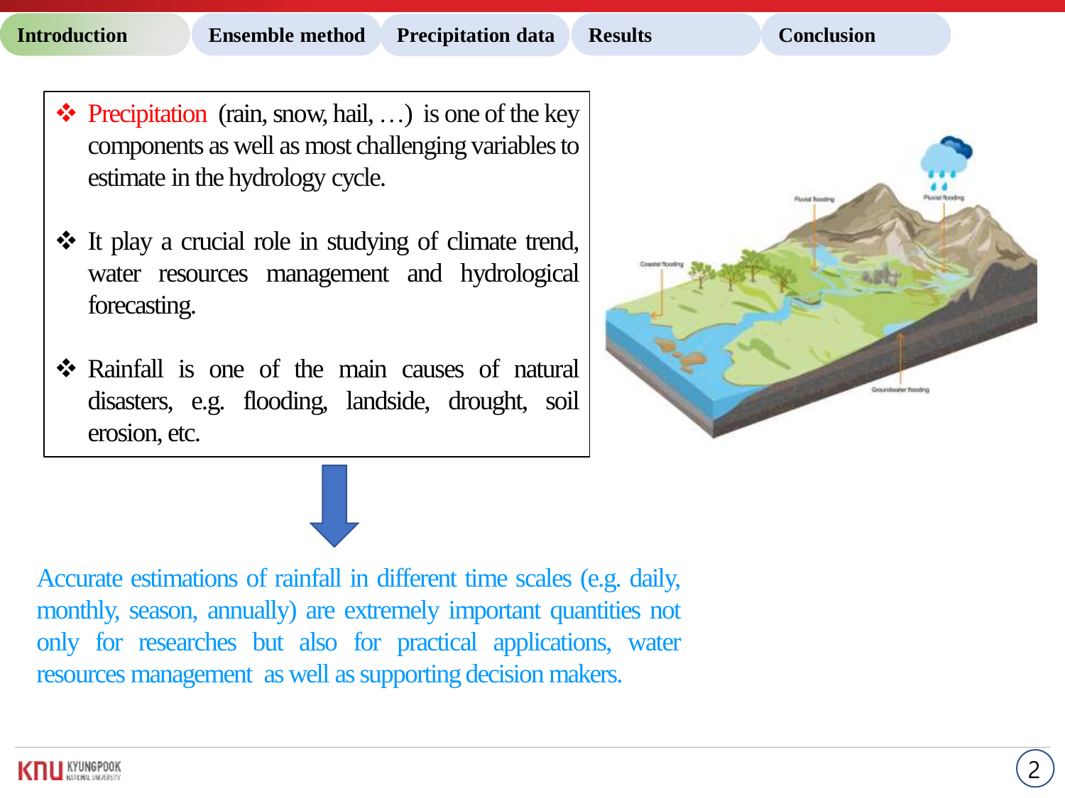Introduction | Ensemble method | Precipitation data | Results | Conclusion

- Precipitation (rain, snow, hail, …) is one of the key components as well as most challenging variables to estimate in the hydrology cycle.

- It play a crucial role in studying of climate trend, water resources management and hydrological forecasting.

- Rainfall is one of the main causes of natural disasters, e.g. flooding, landside, drought, soil erosion, etc.

Accurate estimations of rainfall in different time scales (e.g. daily, monthly, season, annually) are extremely important quantities not only for researches but also for practical applications, water resources management as well as supporting decision makers.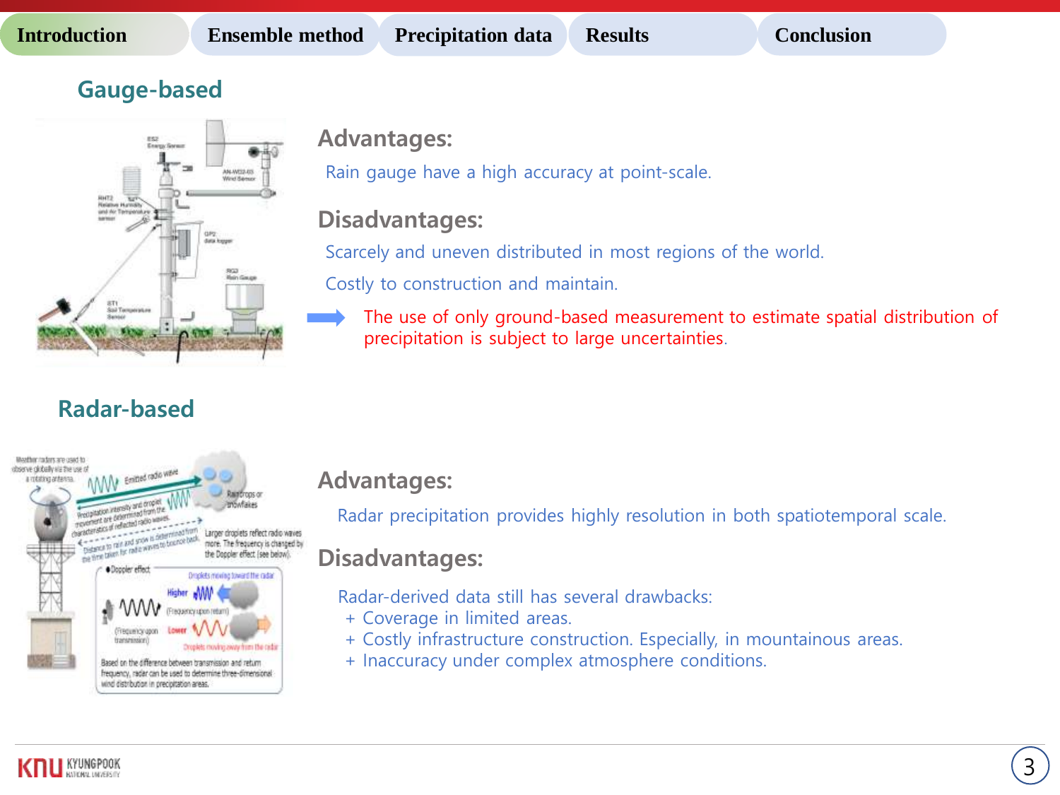## Gauge-based

### Advantages:

Rain gauge have a high accuracy at point-scale.

### Disadvantages:

Scarcely and uneven distributed in most regions of the world.

Costly to construction and maintain.

➡ The use of only ground-based measurement to estimate spatial distribution of precipitation is subject to large uncertainties.

## Radar-based

### Advantages:

Radar precipitation provides highly resolution in both spatiotemporal scale.

### Disadvantages:

Radar-derived data still has several drawbacks:

+ Coverage in limited areas.
+ Costly infrastructure construction. Especially, in mountainous areas.
+ Inaccuracy under complex atmosphere conditions.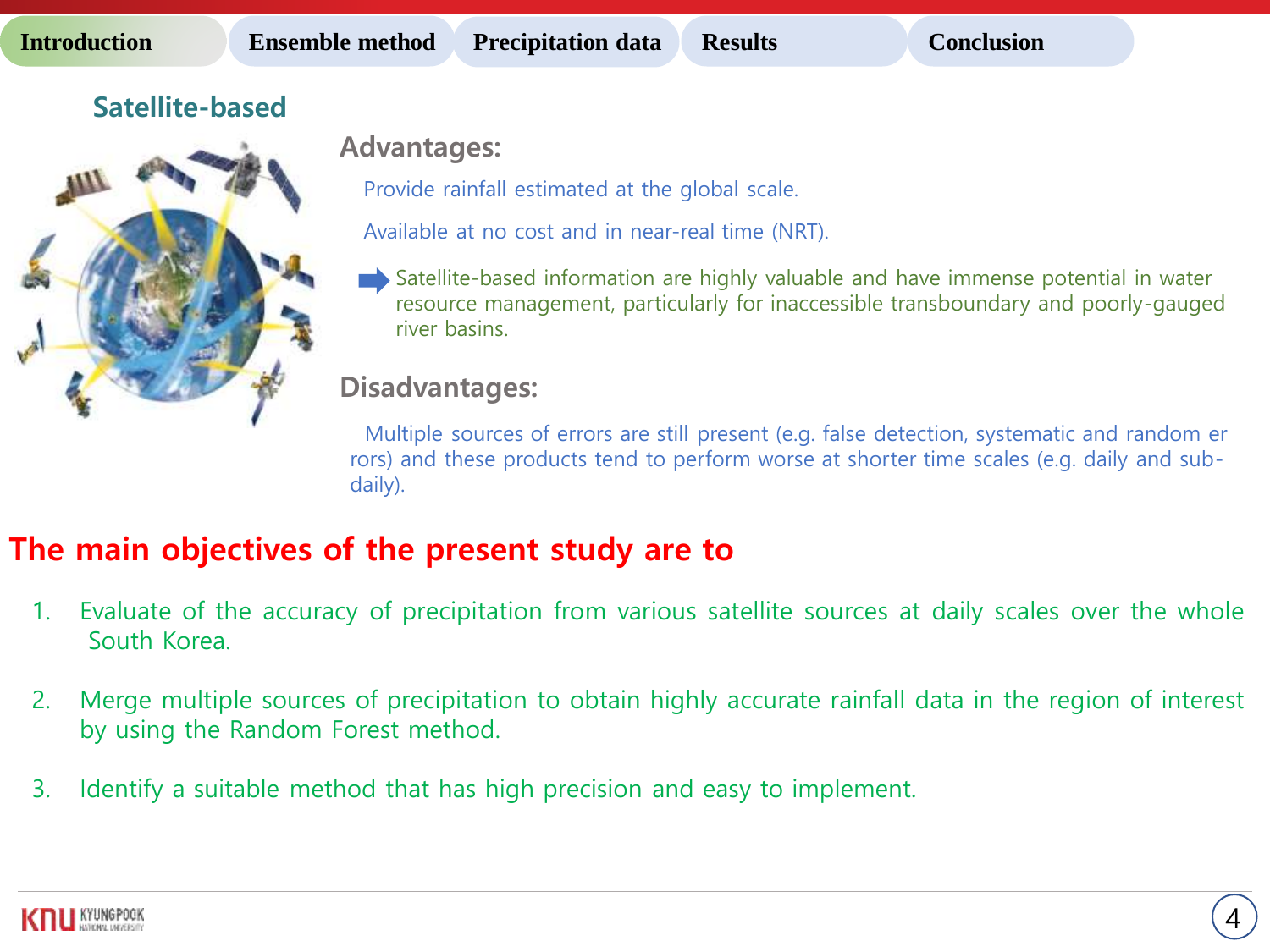## Satellite-based

### Advantages:

Provide rainfall estimated at the global scale.

Available at no cost and in near-real time (NRT).

➡ Satellite-based information are highly valuable and have immense potential in water resource management, particularly for inaccessible transboundary and poorly-gauged river basins.

### Disadvantages:

Multiple sources of errors are still present (e.g. false detection, systematic and random errors) and these products tend to perform worse at shorter time scales (e.g. daily and sub-daily).

## The main objectives of the present study are to

1. Evaluate of the accuracy of precipitation from various satellite sources at daily scales over the whole South Korea.
2. Merge multiple sources of precipitation to obtain highly accurate rainfall data in the region of interest by using the Random Forest method.
3. Identify a suitable method that has high precision and easy to implement.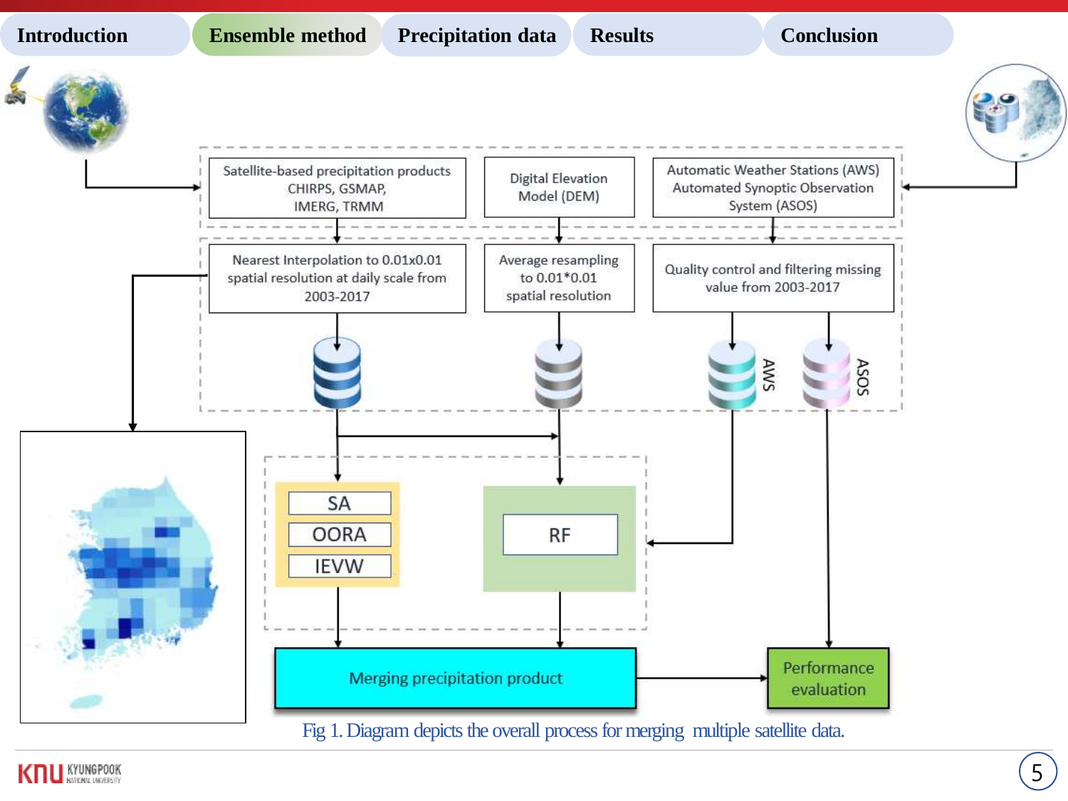Introduction | Ensemble method | Precipitation data | Results | Conclusion

Satellite-based precipitation products CHIRPS, GSMAP, IMERG, TRMM

Digital Elevation Model (DEM)

Automatic Weather Stations (AWS) Automated Synoptic Observation System (ASOS)

Nearest Interpolation to 0.01x0.01 spatial resolution at daily scale from 2003-2017

Average resampling to 0.01*0.01 spatial resolution

Quality control and filtering missing value from 2003-2017

AWS

ASOS

SA

OORA

IEVW

RF

Merging precipitation product

Performance evaluation

Fig 1. Diagram depicts the overall process for merging multiple satellite data.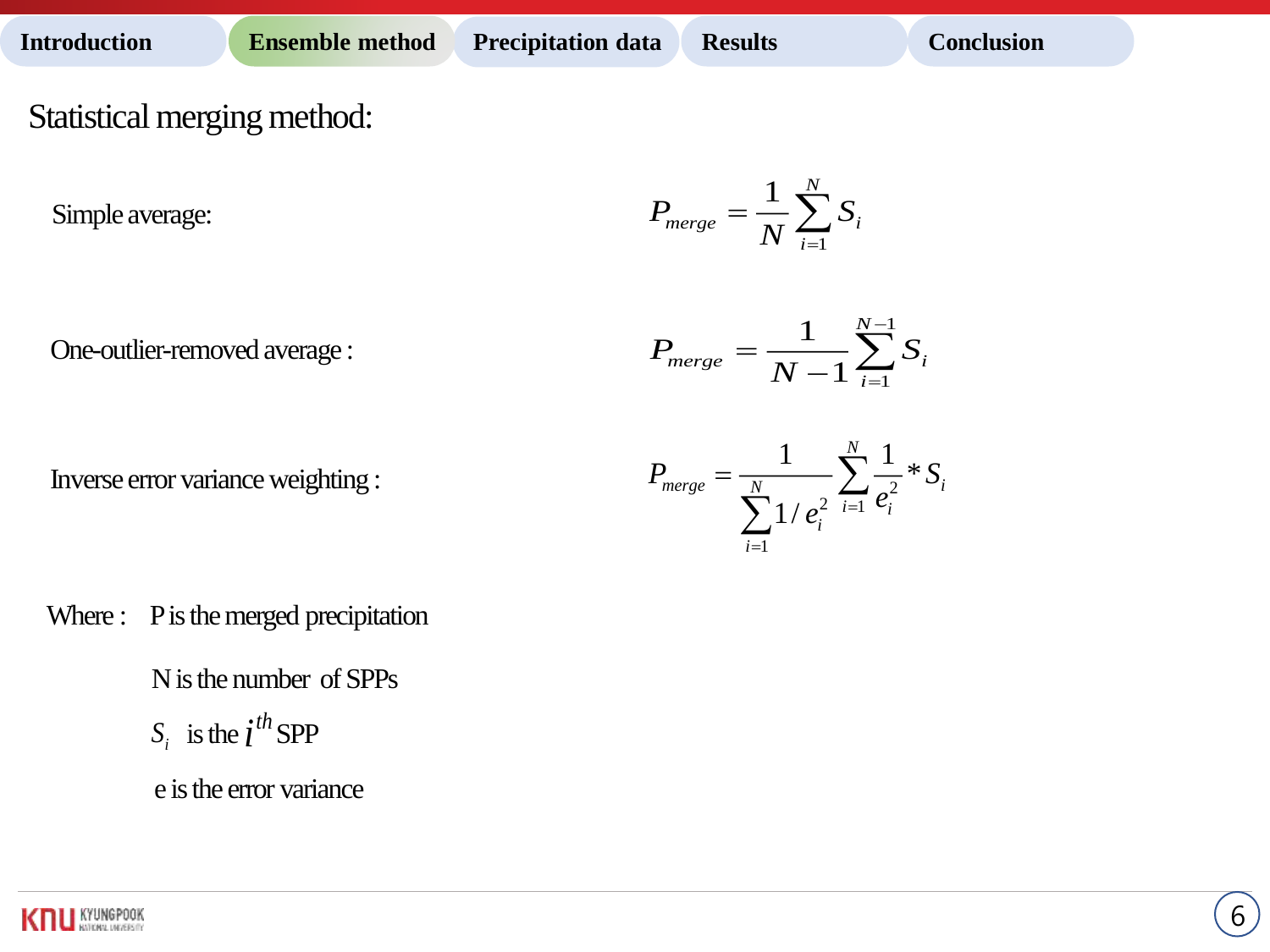## Statistical merging method:

Simple average:

$$P_{merge} = \frac{1}{N}\sum_{i=1}^{N} S_i$$

One-outlier-removed average :

$$P_{merge} = \frac{1}{N-1}\sum_{i=1}^{N-1} S_i$$

Inverse error variance weighting :

$$P_{merge} = \frac{1}{\sum_{i=1}^{N} 1/e_i^2}\sum_{i=1}^{N} \frac{1}{e_i^2} * S_i$$

Where : P is the merged precipitation

N is the number of SPPs

$S_i$ is the $i^{th}$ SPP

e is the error variance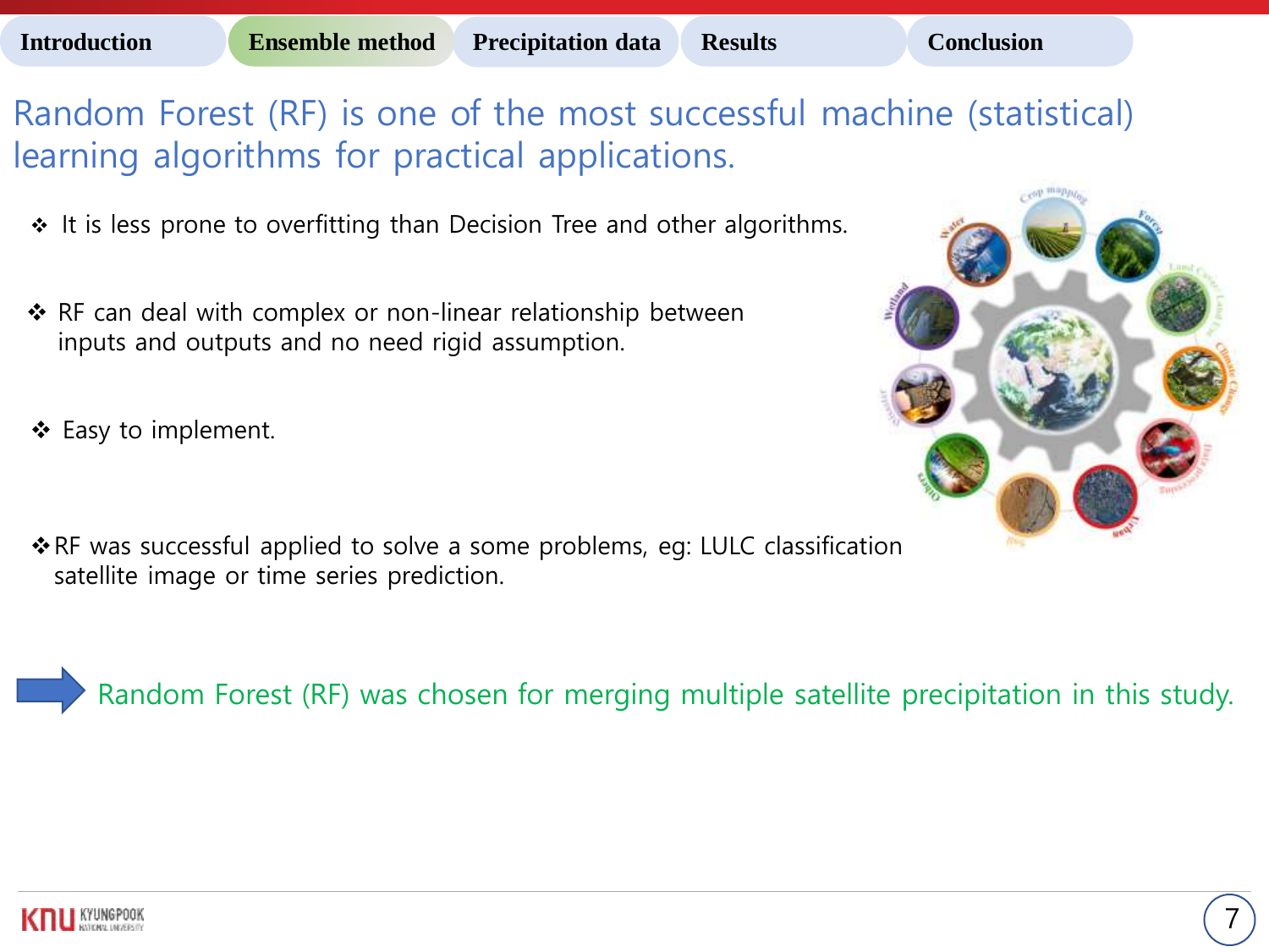Introduction | Ensemble method | Precipitation data | Results | Conclusion

## Random Forest (RF) is one of the most successful machine (statistical) learning algorithms for practical applications.

- ❖ It is less prone to overfitting than Decision Tree and other algorithms.
- ❖ RF can deal with complex or non-linear relationship between inputs and outputs and no need rigid assumption.
- ❖ Easy to implement.
- ❖ RF was successful applied to solve a some problems, eg: LULC classification satellite image or time series prediction.

➡ Random Forest (RF) was chosen for merging multiple satellite precipitation in this study.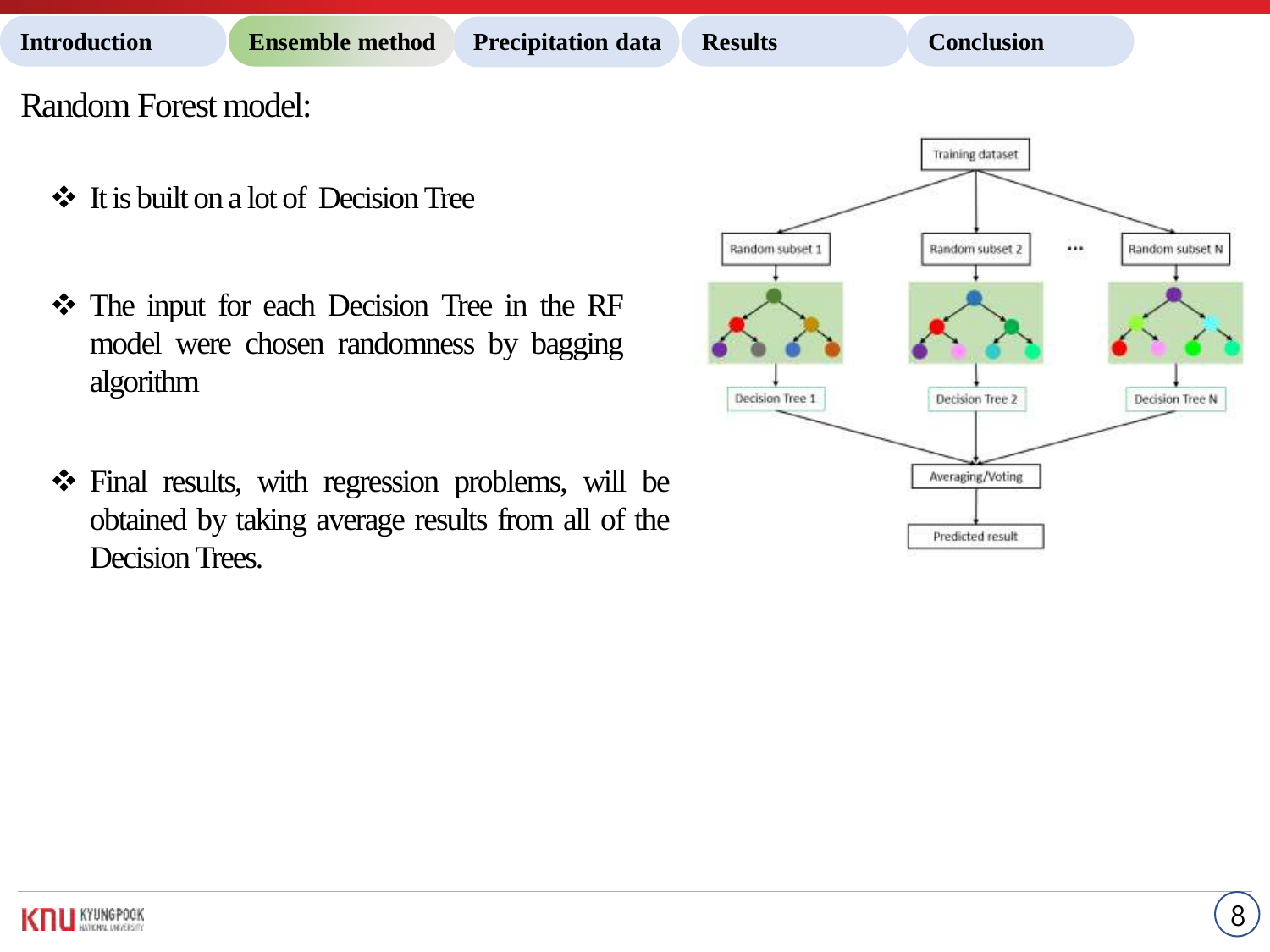# Random Forest model:

- It is built on a lot of Decision Tree
- The input for each Decision Tree in the RF model were chosen randomness by bagging algorithm
- Final results, with regression problems, will be obtained by taking average results from all of the Decision Trees.

Training dataset

Random subset 1 · Random subset 2 · ... · Random subset N

Decision Tree 1 · Decision Tree 2 · Decision Tree N

Averaging/Voting

Predicted result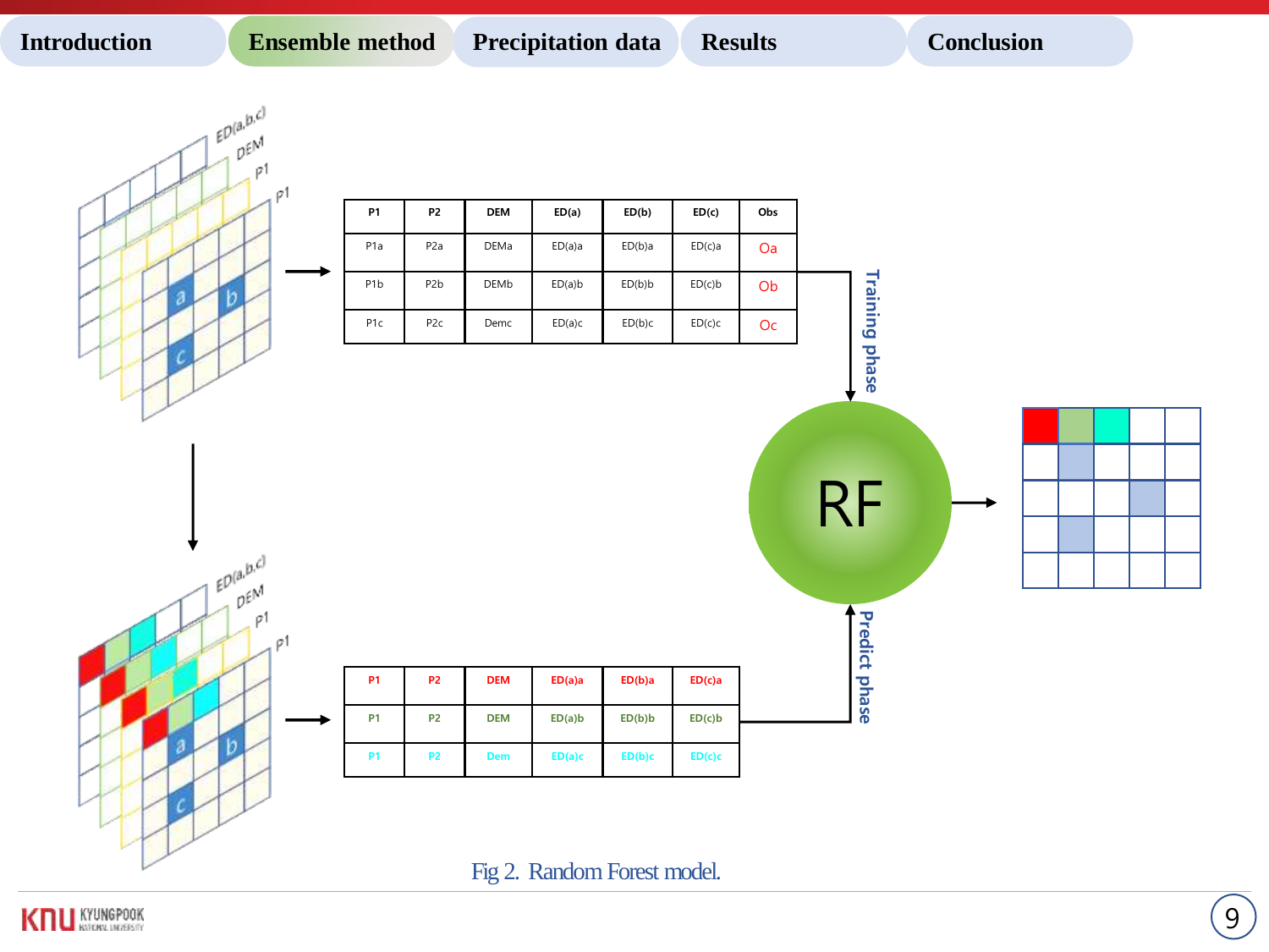| P1 | P2 | DEM | ED(a) | ED(b) | ED(c) | Obs |
|---|---|---|---|---|---|---|
| P1a | P2a | DEMa | ED(a)a | ED(b)a | ED(c)a | Oa |
| P1b | P2b | DEMb | ED(a)b | ED(b)b | ED(c)b | Ob |
| P1c | P2c | Demc | ED(a)c | ED(b)c | ED(c)c | Oc |

Training phase

RF

Predict phase

| P1 | P2 | DEM | ED(a)a | ED(b)a | ED(c)a |
|---|---|---|---|---|---|
| P1 | P2 | DEM | ED(a)b | ED(b)b | ED(c)b |
| P1 | P2 | Dem | ED(a)c | ED(b)c | ED(c)c |

Fig 2. Random Forest model.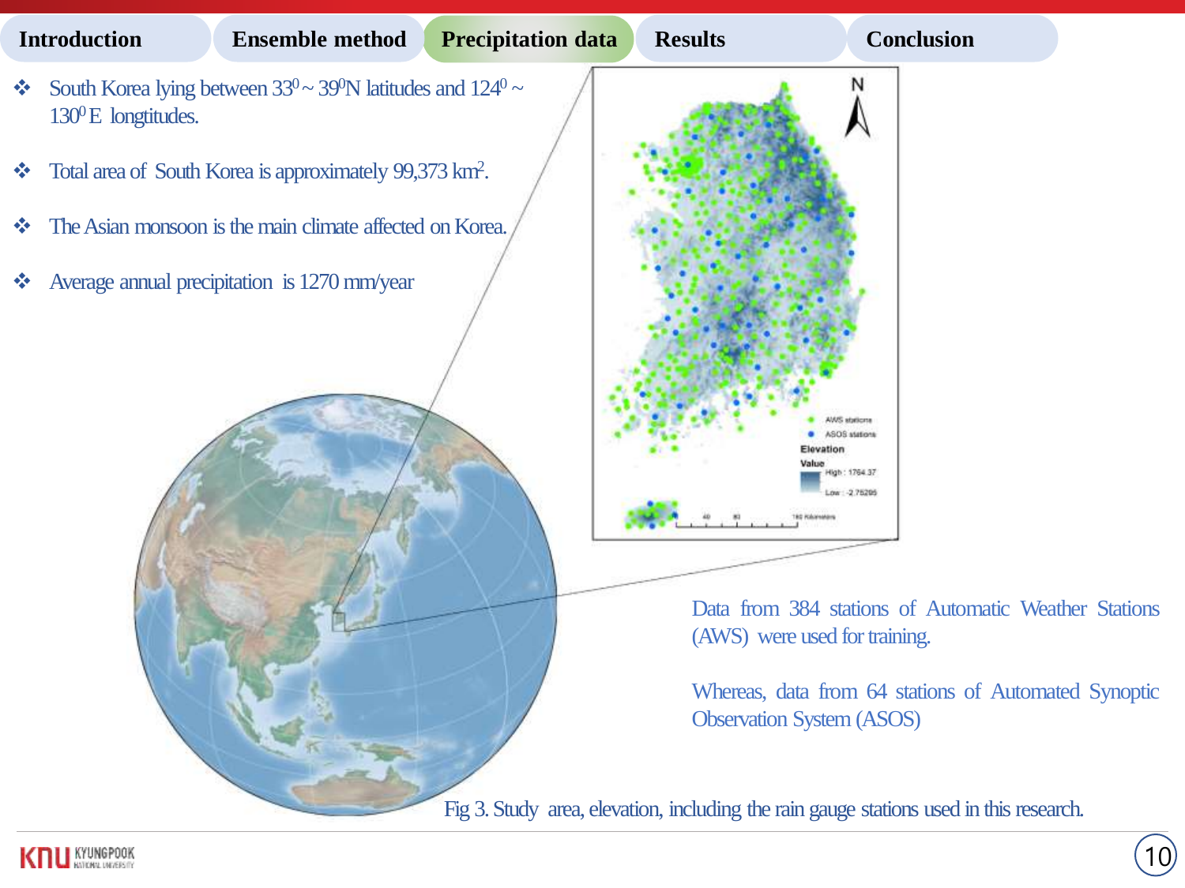Introduction | Ensemble method | Precipitation data | Results | Conclusion

- South Korea lying between $33^0 \sim 39^0$N latitudes and $124^0 \sim 130^0$E longtitudes.
- Total area of South Korea is approximately 99,373 $km^2$.
- The Asian monsoon is the main climate affected on Korea.
- Average annual precipitation is 1270 mm/year

Data from 384 stations of Automatic Weather Stations (AWS) were used for training.

Whereas, data from 64 stations of Automated Synoptic Observation System (ASOS)

Fig 3. Study area, elevation, including the rain gauge stations used in this research.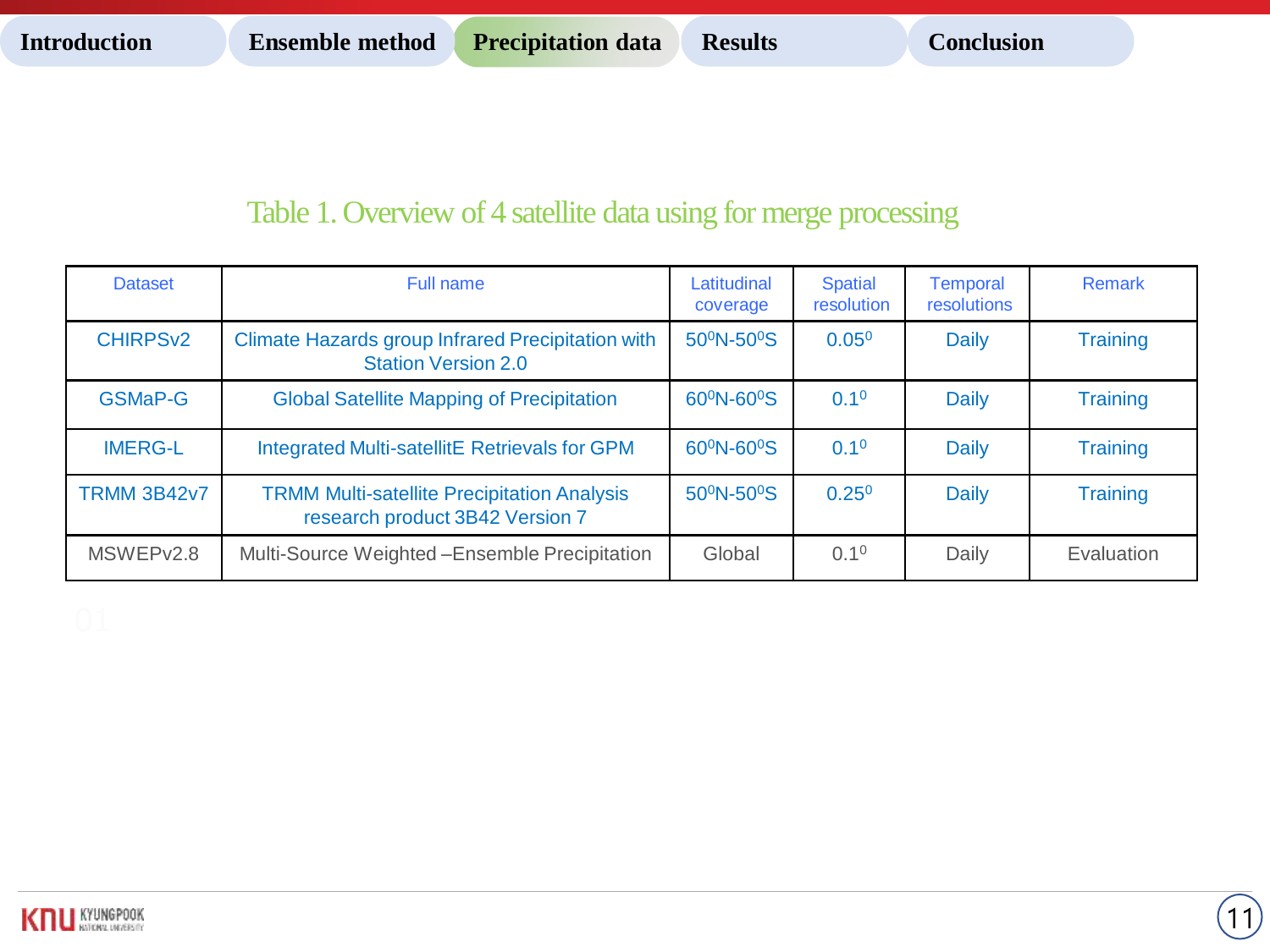Table 1. Overview of 4 satellite data using for merge processing

| Dataset | Full name | Latitudinal coverage | Spatial resolution | Temporal resolutions | Remark |
|---|---|---|---|---|---|
| CHIRPSv2 | Climate Hazards group Infrared Precipitation with Station Version 2.0 | $50^0$N-$50^0$S | $0.05^0$ | Daily | Training |
| GSMaP-G | Global Satellite Mapping of Precipitation | $60^0$N-$60^0$S | $0.1^0$ | Daily | Training |
| IMERG-L | Integrated Multi-satellitE Retrievals for GPM | $60^0$N-$60^0$S | $0.1^0$ | Daily | Training |
| TRMM 3B42v7 | TRMM Multi-satellite Precipitation Analysis research product 3B42 Version 7 | $50^0$N-$50^0$S | $0.25^0$ | Daily | Training |
| MSWEPv2.8 | Multi-Source Weighted –Ensemble Precipitation | Global | $0.1^0$ | Daily | Evaluation |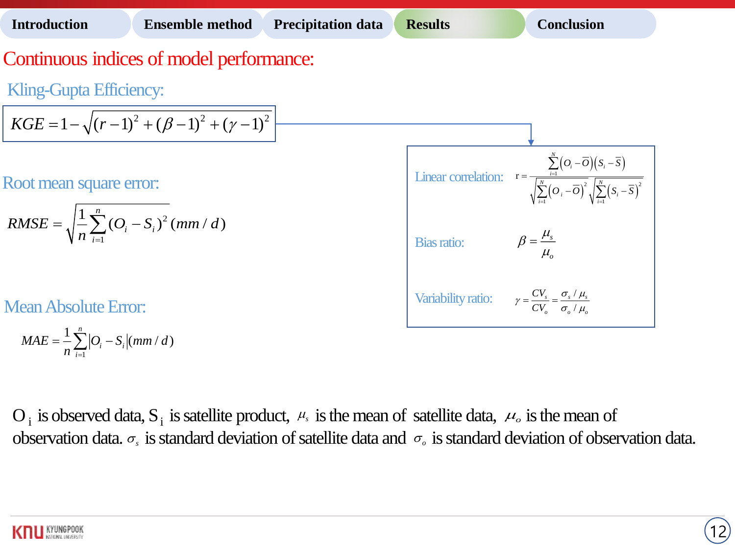# Continuous indices of model performance:

## Kling-Gupta Efficiency:

$$KGE = 1 - \sqrt{(r-1)^2 + (\beta - 1)^2 + (\gamma - 1)^2}$$

Linear correlation:

$$r = \frac{\sum_{i=1}^{N}(O_i - \bar{O})(S_i - \bar{S})}{\sqrt{\sum_{i=1}^{N}(O_i - \bar{O})^2}\sqrt{\sum_{i=1}^{N}(S_i - \bar{S})^2}}$$

Bias ratio:

$$\beta = \frac{\mu_s}{\mu_o}$$

Variability ratio:

$$\gamma = \frac{CV_s}{CV_o} = \frac{\sigma_s / \mu_s}{\sigma_o / \mu_o}$$

## Root mean square error:

$$RMSE = \sqrt{\frac{1}{n}\sum_{i=1}^{n}(O_i - S_i)^2} \, (mm/d)$$

## Mean Absolute Error:

$$MAE = \frac{1}{n}\sum_{i=1}^{n}\left|O_i - S_i\right| (mm/d)$$

$O_i$ is observed data, $S_i$ is satellite product, $\mu_s$ is the mean of satellite data, $\mu_o$ is the mean of observation data. $\sigma_s$ is standard deviation of satellite data and $\sigma_o$ is standard deviation of observation data.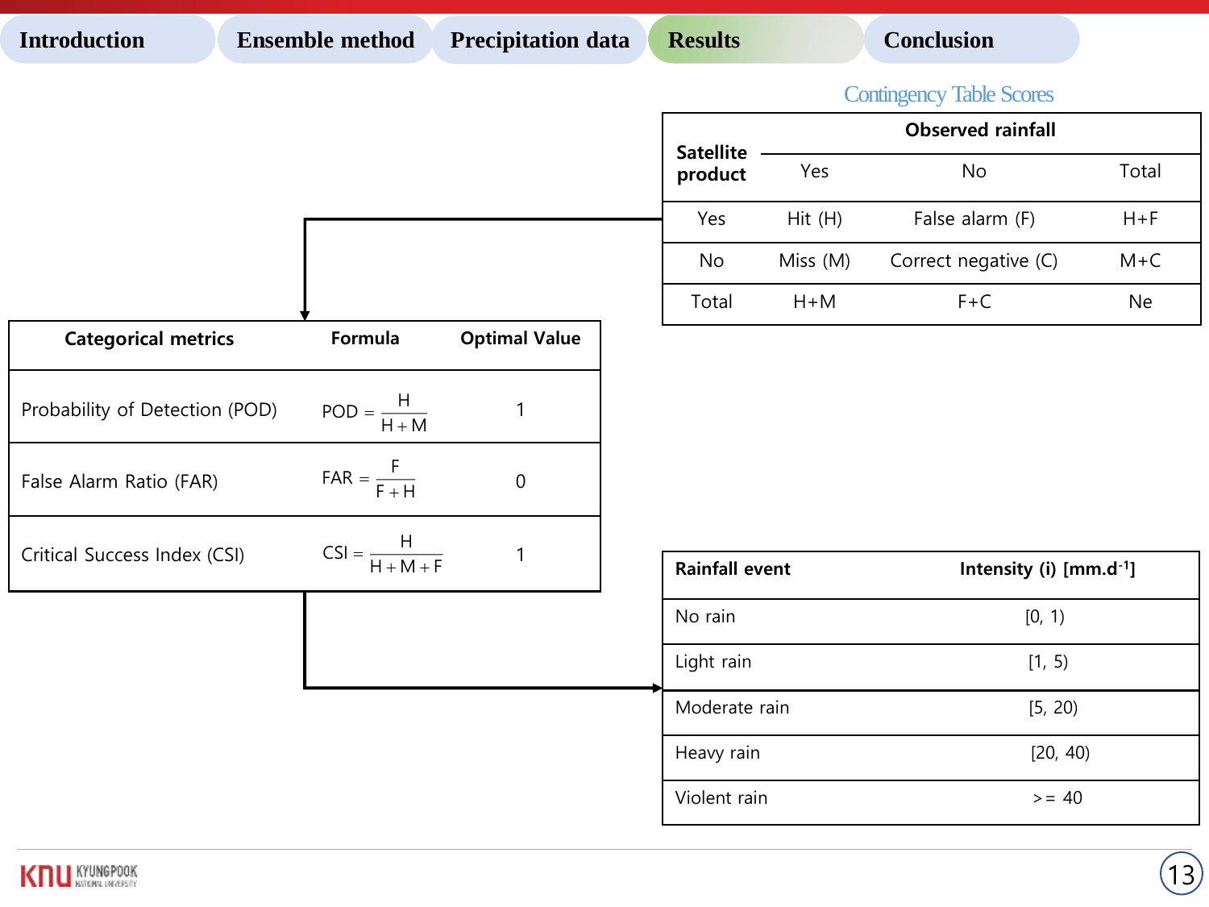## Contingency Table Scores

| Satellite product | Observed rainfall: Yes | Observed rainfall: No | Total |
|---|---|---|---|
| Yes | Hit (H) | False alarm (F) | H+F |
| No | Miss (M) | Correct negative (C) | M+C |
| Total | H+M | F+C | Ne |

| Categorical metrics | Formula | Optimal Value |
|---|---|---|
| Probability of Detection (POD) | $POD = \frac{H}{H+M}$ | 1 |
| False Alarm Ratio (FAR) | $FAR = \frac{F}{F+H}$ | 0 |
| Critical Success Index (CSI) | $CSI = \frac{H}{H+M+F}$ | 1 |

| Rainfall event | Intensity (i) [$mm.d^{-1}$] |
|---|---|
| No rain | [0, 1) |
| Light rain | [1, 5) |
| Moderate rain | [5, 20) |
| Heavy rain | [20, 40) |
| Violent rain | >= 40 |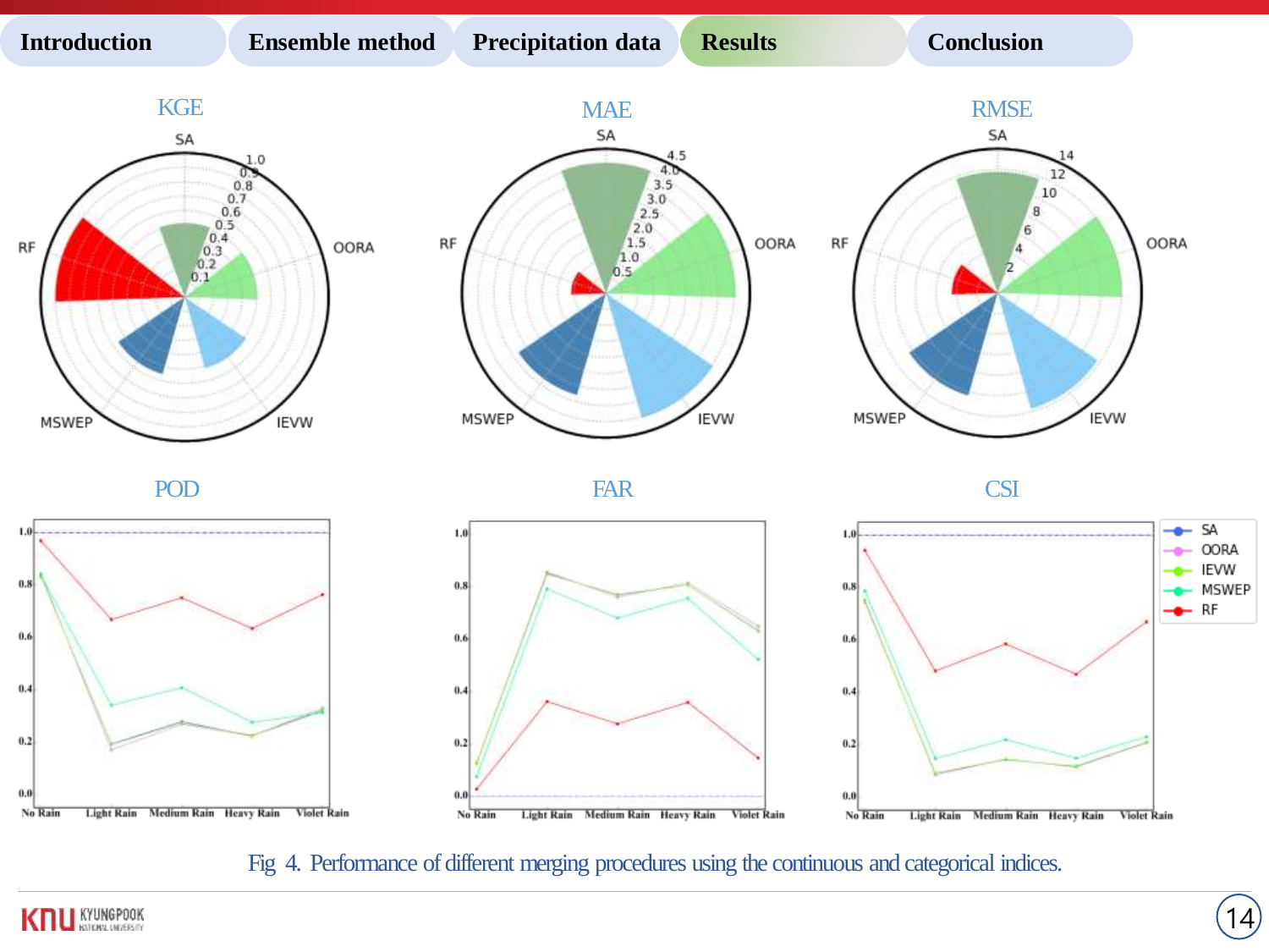Fig 4. Performance of different merging procedures using the continuous and categorical indices.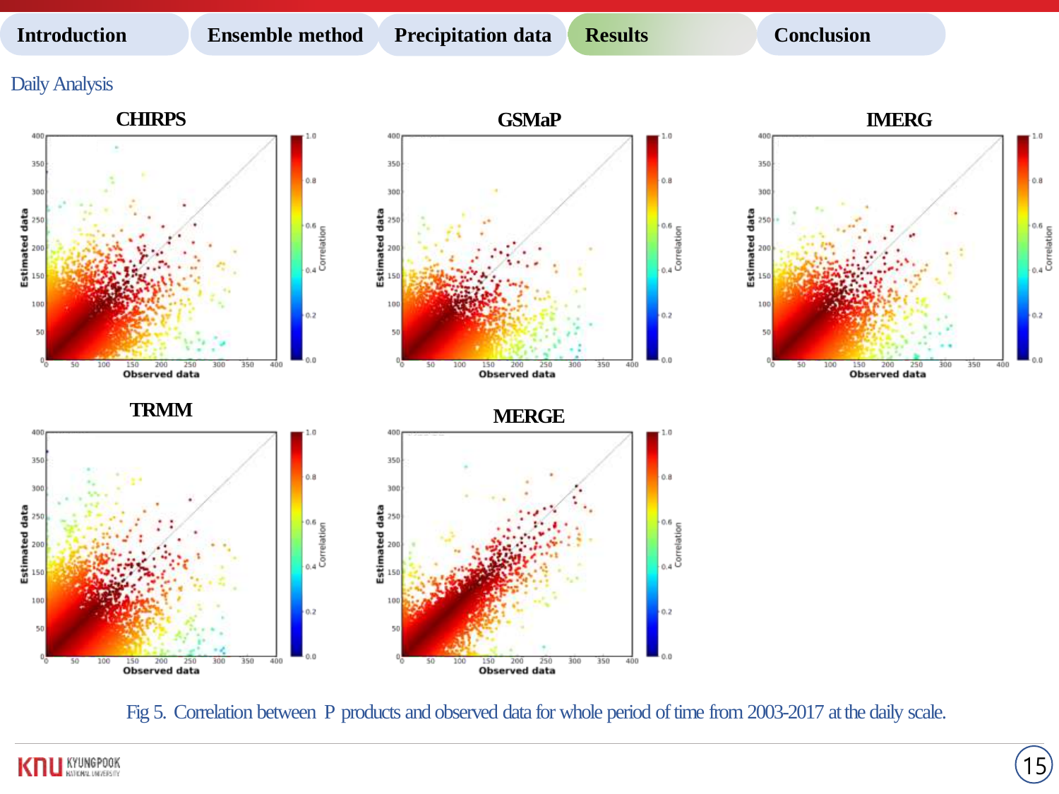Introduction | Ensemble method | Precipitation data | Results | Conclusion

## Daily Analysis

**CHIRPS** **GSMaP** **IMERG**

**TRMM** **MERGE**

Fig 5. Correlation between P products and observed data for whole period of time from 2003-2017 at the daily scale.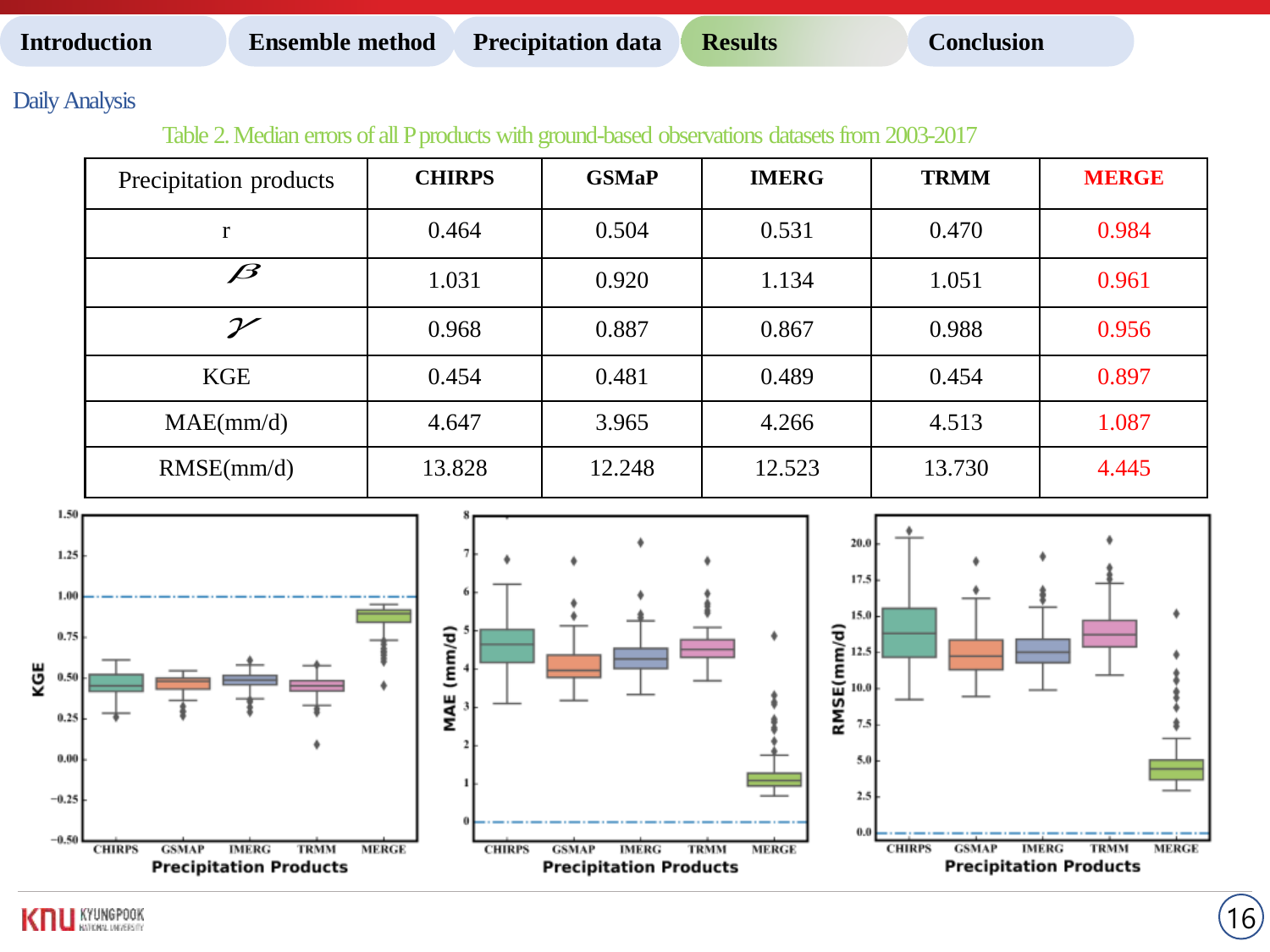Introduction | Ensemble method | Precipitation data | **Results** | Conclusion

## Daily Analysis

Table 2. Median errors of all P products with ground-based observations datasets from 2003-2017

| Precipitation products | CHIRPS | GSMaP | IMERG | TRMM | MERGE |
|---|---|---|---|---|---|
| r | 0.464 | 0.504 | 0.531 | 0.470 | 0.984 |
| $\beta$ | 1.031 | 0.920 | 1.134 | 1.051 | 0.961 |
| $\gamma$ | 0.968 | 0.887 | 0.867 | 0.988 | 0.956 |
| KGE | 0.454 | 0.481 | 0.489 | 0.454 | 0.897 |
| MAE(mm/d) | 4.647 | 3.965 | 4.266 | 4.513 | 1.087 |
| RMSE(mm/d) | 13.828 | 12.248 | 12.523 | 13.730 | 4.445 |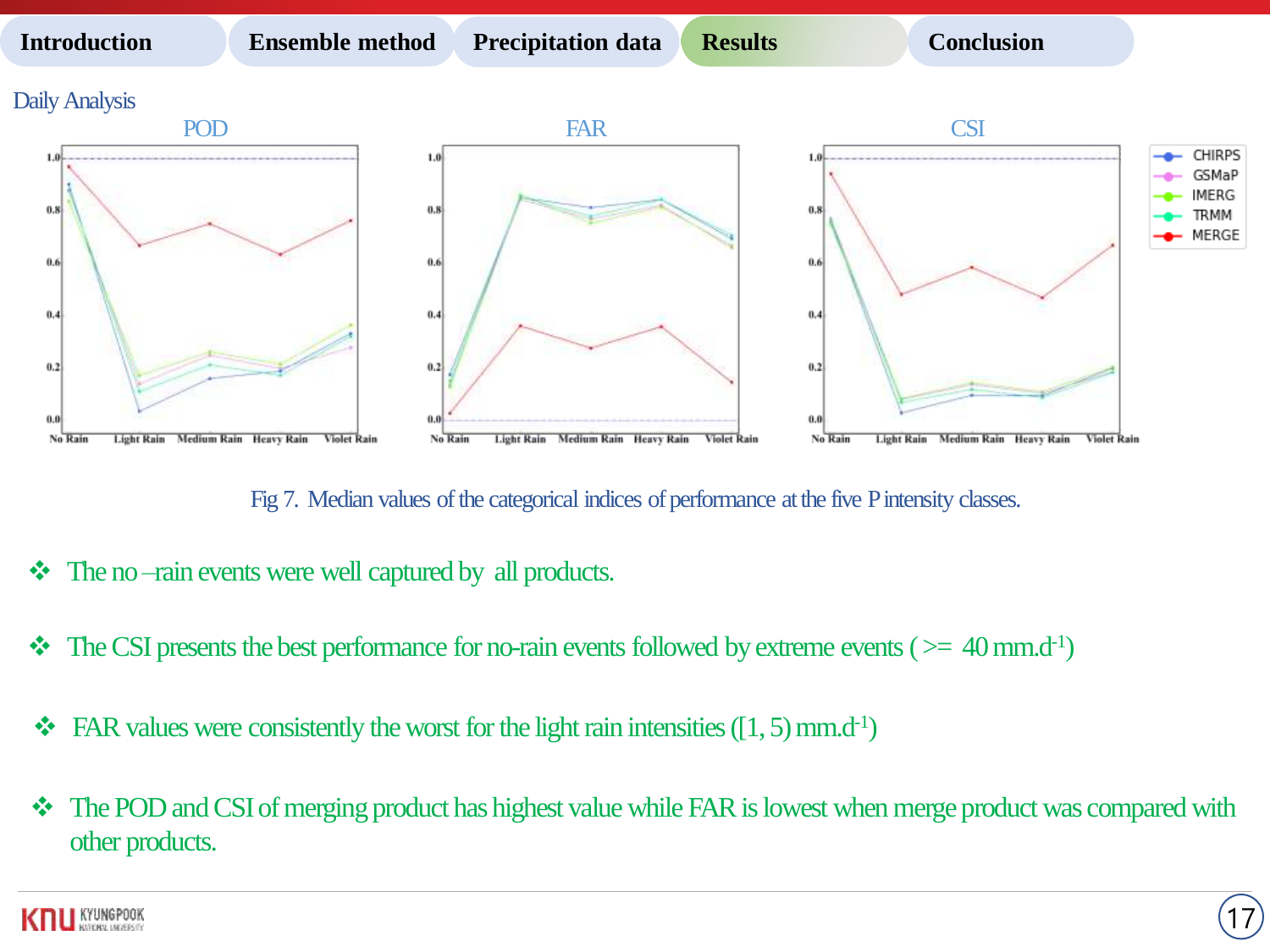Daily Analysis

Fig 7. Median values of the categorical indices of performance at the five P intensity classes.

- The no –rain events were well captured by all products.
- The CSI presents the best performance for no-rain events followed by extreme events ( >= 40 mm.d$^{-1}$)
- FAR values were consistently the worst for the light rain intensities ([1, 5) mm.d$^{-1}$)
- The POD and CSI of merging product has highest value while FAR is lowest when merge product was compared with other products.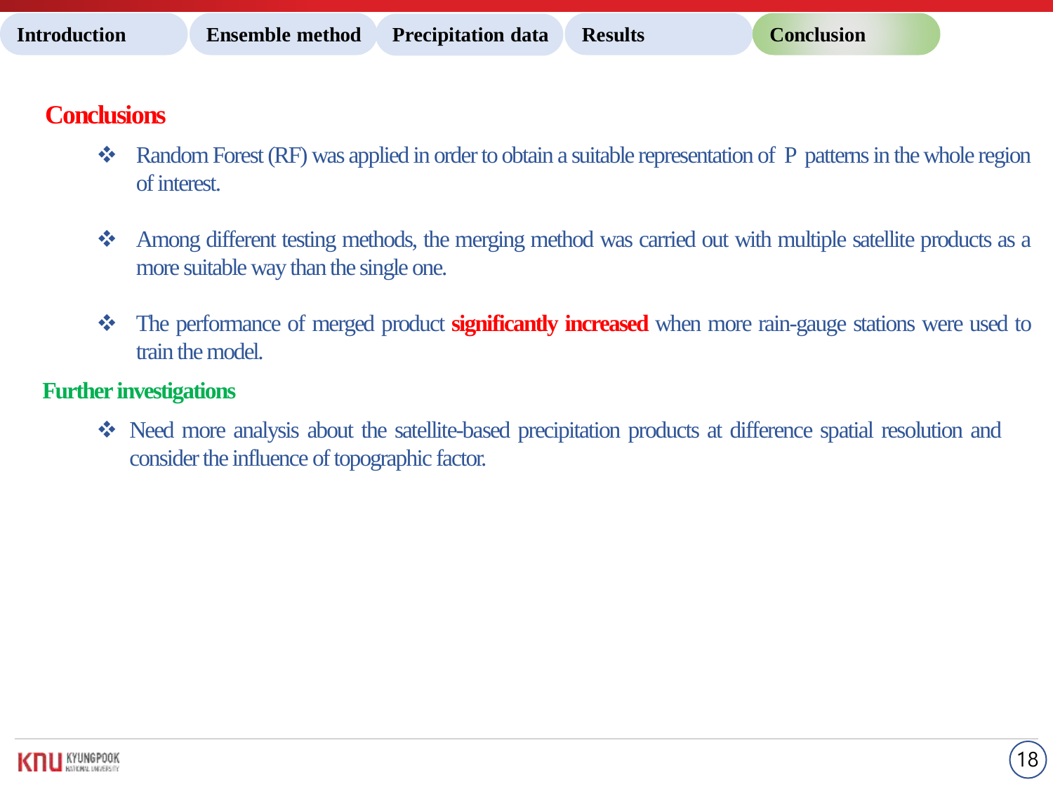## Conclusions

- Random Forest (RF) was applied in order to obtain a suitable representation of P patterns in the whole region of interest.

- Among different testing methods, the merging method was carried out with multiple satellite products as a more suitable way than the single one.

- The performance of merged product **significantly increased** when more rain-gauge stations were used to train the model.

## Further investigations

- Need more analysis about the satellite-based precipitation products at difference spatial resolution and consider the influence of topographic factor.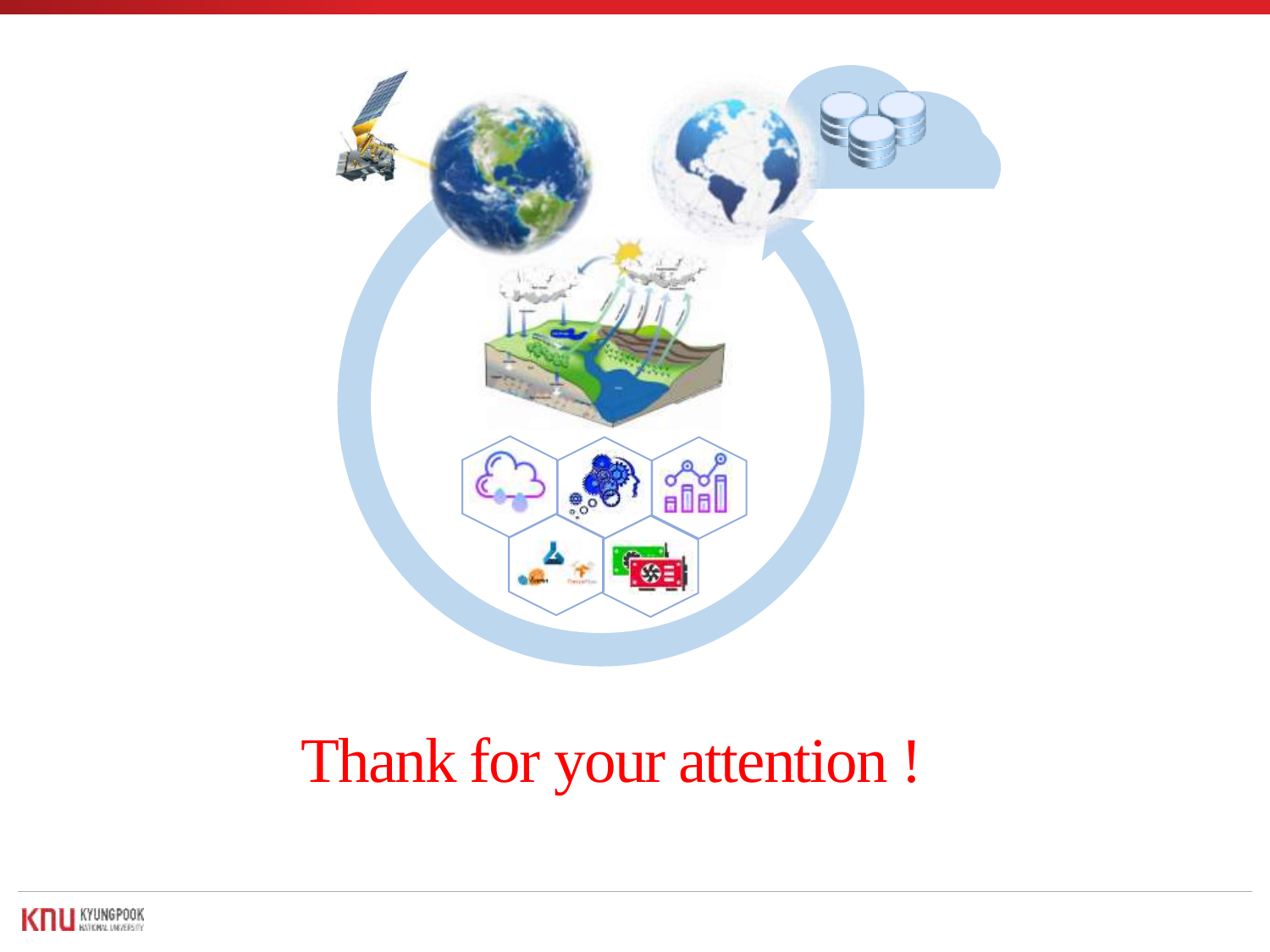Thank for your attention !